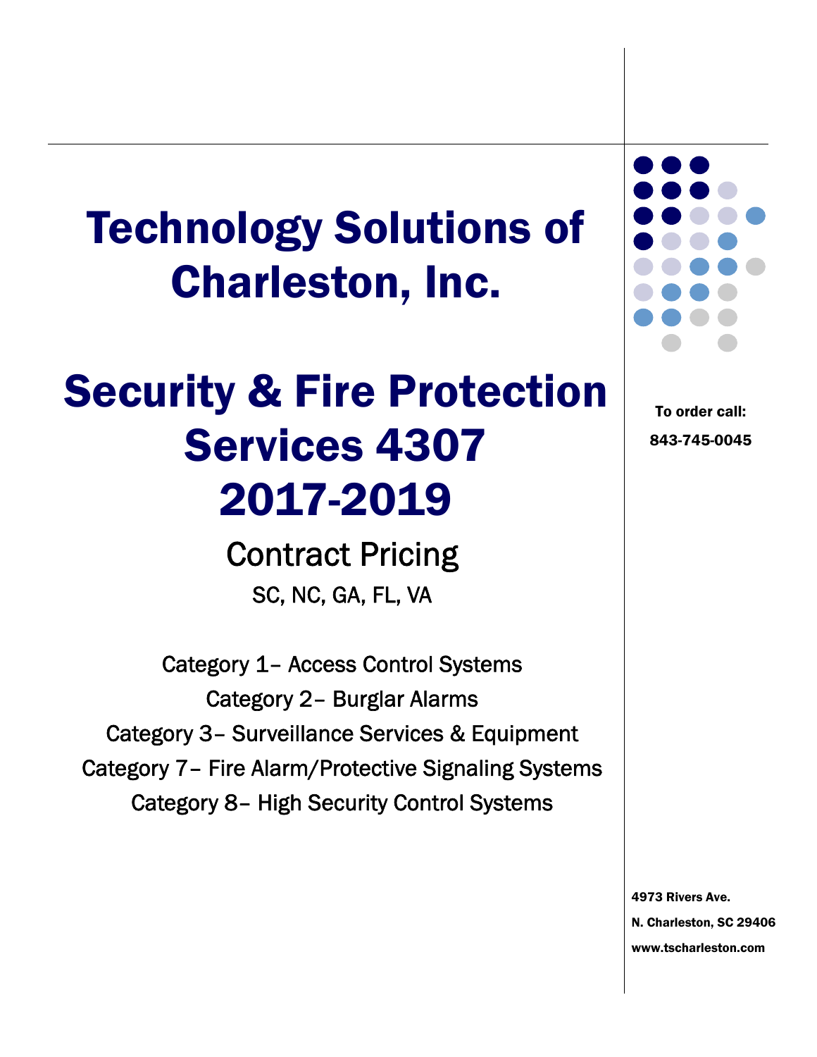# Technology Solutions of Charleston, Inc.

# Security & Fire Protection Services 4307 2017-2019

## Contract Pricing

SC, NC, GA, FL, VA

Category 1– Access Control Systems
Category 2– Burglar Alarms
Category 3– Surveillance Services & Equipment
Category 7– Fire Alarm/Protective Signaling Systems
Category 8– High Security Control Systems

**To order call:**
**843-745-0045**

**4973 Rivers Ave.**
**N. Charleston, SC 29406**
**www.tscharleston.com**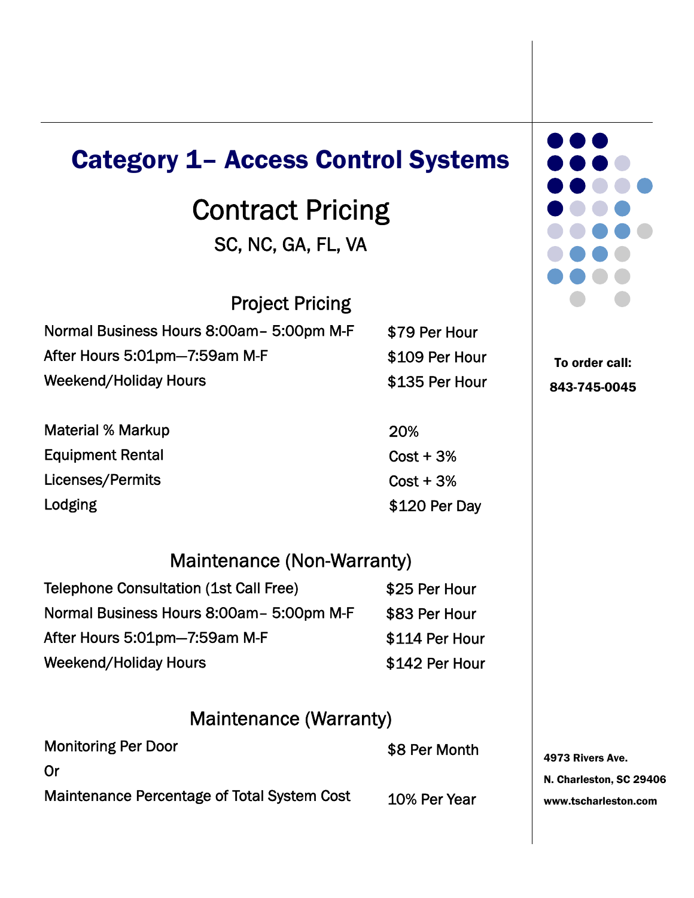# Category 1– Access Control Systems

## Contract Pricing

SC, NC, GA, FL, VA

### Project Pricing

| | |
|---|---|
| Normal Business Hours 8:00am– 5:00pm M-F | $79 Per Hour |
| After Hours 5:01pm—7:59am M-F | $109 Per Hour |
| Weekend/Holiday Hours | $135 Per Hour |

| | |
|---|---|
| Material % Markup | 20% |
| Equipment Rental | Cost + 3% |
| Licenses/Permits | Cost + 3% |
| Lodging | $120 Per Day |

### Maintenance (Non-Warranty)

| | |
|---|---|
| Telephone Consultation (1st Call Free) | $25 Per Hour |
| Normal Business Hours 8:00am– 5:00pm M-F | $83 Per Hour |
| After Hours 5:01pm—7:59am M-F | $114 Per Hour |
| Weekend/Holiday Hours | $142 Per Hour |

### Maintenance (Warranty)

| | |
|---|---|
| Monitoring Per Door | $8 Per Month |
| Or | |
| Maintenance Percentage of Total System Cost | 10% Per Year |

**To order call:**
**843-745-0045**

**4973 Rivers Ave.**
**N. Charleston, SC 29406**
**www.tscharleston.com**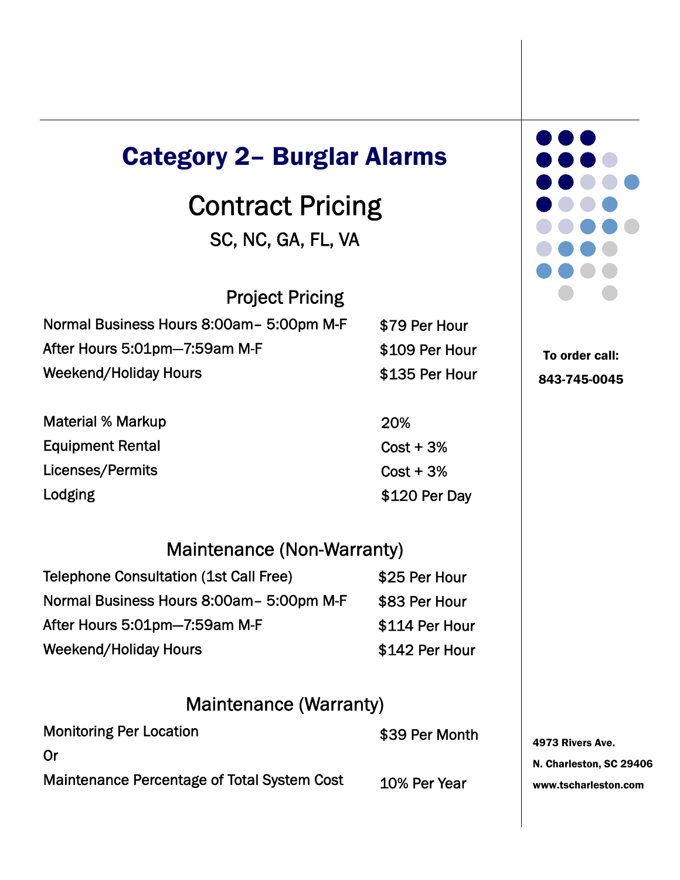# Category 2– Burglar Alarms

## Contract Pricing

SC, NC, GA, FL, VA

### Project Pricing

| | |
|---|---|
| Normal Business Hours 8:00am– 5:00pm M-F | $79 Per Hour |
| After Hours 5:01pm—7:59am M-F | $109 Per Hour |
| Weekend/Holiday Hours | $135 Per Hour |
| | |
| Material % Markup | 20% |
| Equipment Rental | Cost + 3% |
| Licenses/Permits | Cost + 3% |
| Lodging | $120 Per Day |

### Maintenance (Non-Warranty)

| | |
|---|---|
| Telephone Consultation (1st Call Free) | $25 Per Hour |
| Normal Business Hours 8:00am– 5:00pm M-F | $83 Per Hour |
| After Hours 5:01pm—7:59am M-F | $114 Per Hour |
| Weekend/Holiday Hours | $142 Per Hour |

### Maintenance (Warranty)

| | |
|---|---|
| Monitoring Per Location | $39 Per Month |
| Or | |
| Maintenance Percentage of Total System Cost | 10% Per Year |

**To order call:**

**843-745-0045**

**4973 Rivers Ave.**

**N. Charleston, SC 29406**

**www.tscharleston.com**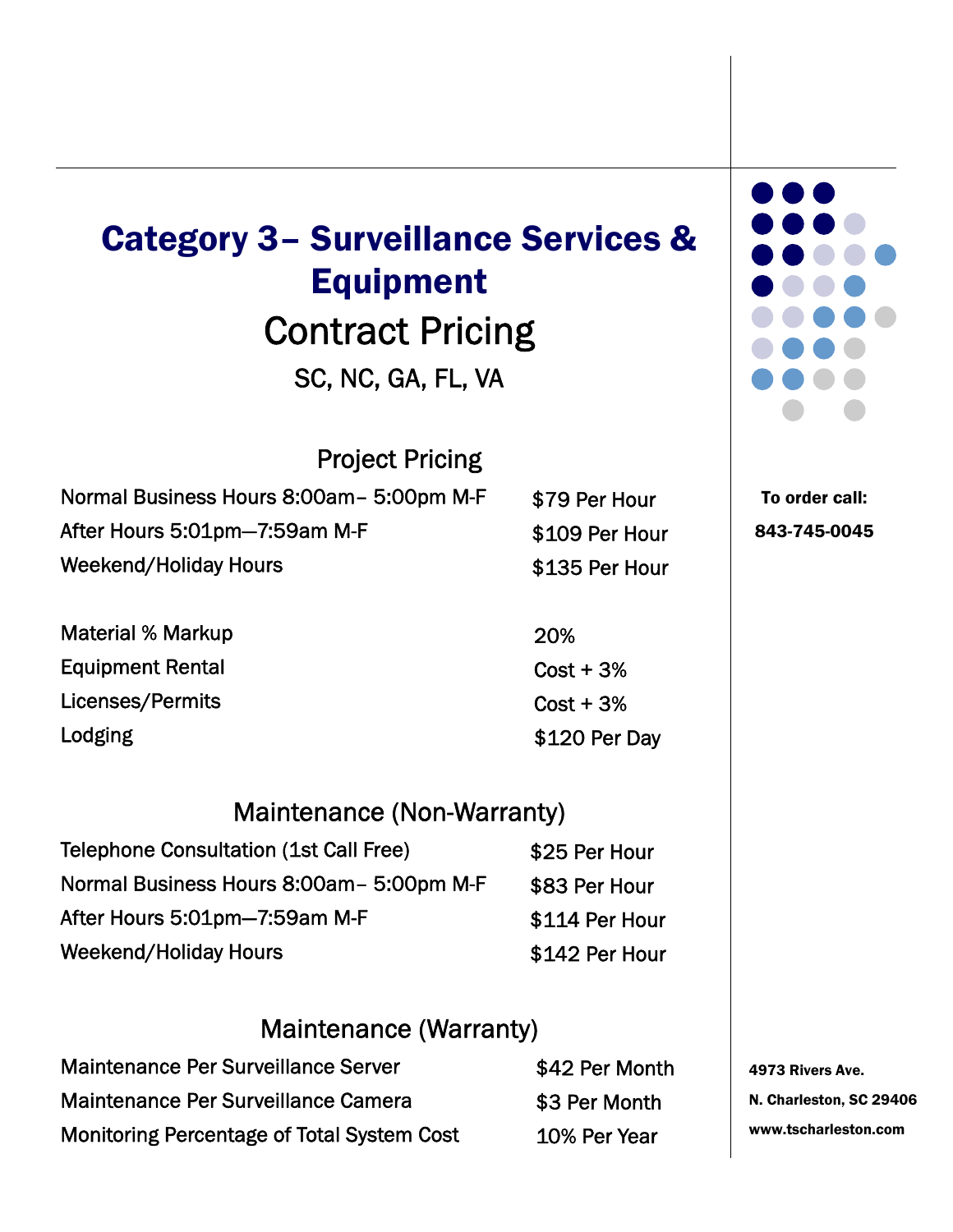# Category 3– Surveillance Services & Equipment

## Contract Pricing

SC, NC, GA, FL, VA

### Project Pricing

| | |
|---|---|
| Normal Business Hours 8:00am– 5:00pm M-F | $79 Per Hour |
| After Hours 5:01pm—7:59am M-F | $109 Per Hour |
| Weekend/Holiday Hours | $135 Per Hour |
| Material % Markup | 20% |
| Equipment Rental | Cost + 3% |
| Licenses/Permits | Cost + 3% |
| Lodging | $120 Per Day |

### Maintenance (Non-Warranty)

| | |
|---|---|
| Telephone Consultation (1st Call Free) | $25 Per Hour |
| Normal Business Hours 8:00am– 5:00pm M-F | $83 Per Hour |
| After Hours 5:01pm—7:59am M-F | $114 Per Hour |
| Weekend/Holiday Hours | $142 Per Hour |

### Maintenance (Warranty)

| | |
|---|---|
| Maintenance Per Surveillance Server | $42 Per Month |
| Maintenance Per Surveillance Camera | $3 Per Month |
| Monitoring Percentage of Total System Cost | 10% Per Year |

**To order call:**

**843-745-0045**

**4973 Rivers Ave.**

**N. Charleston, SC 29406**

**www.tscharleston.com**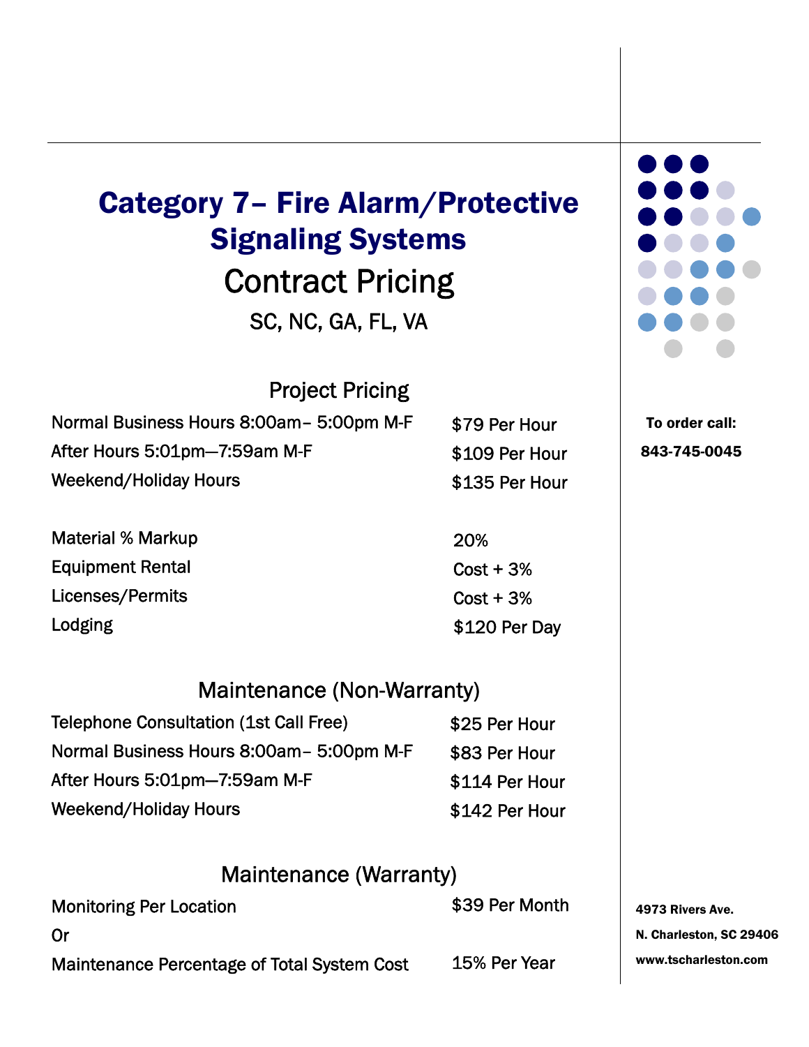# Category 7– Fire Alarm/Protective Signaling Systems

## Contract Pricing

SC, NC, GA, FL, VA

### Project Pricing

| | |
|---|---|
| Normal Business Hours 8:00am– 5:00pm M-F | $79 Per Hour |
| After Hours 5:01pm—7:59am M-F | $109 Per Hour |
| Weekend/Holiday Hours | $135 Per Hour |
| Material % Markup | 20% |
| Equipment Rental | Cost + 3% |
| Licenses/Permits | Cost + 3% |
| Lodging | $120 Per Day |

### Maintenance (Non-Warranty)

| | |
|---|---|
| Telephone Consultation (1st Call Free) | $25 Per Hour |
| Normal Business Hours 8:00am– 5:00pm M-F | $83 Per Hour |
| After Hours 5:01pm—7:59am M-F | $114 Per Hour |
| Weekend/Holiday Hours | $142 Per Hour |

### Maintenance (Warranty)

| | |
|---|---|
| Monitoring Per Location | $39 Per Month |
| Or | |
| Maintenance Percentage of Total System Cost | 15% Per Year |

**To order call:**

**843-745-0045**

**4973 Rivers Ave.**

**N. Charleston, SC 29406**

**www.tscharleston.com**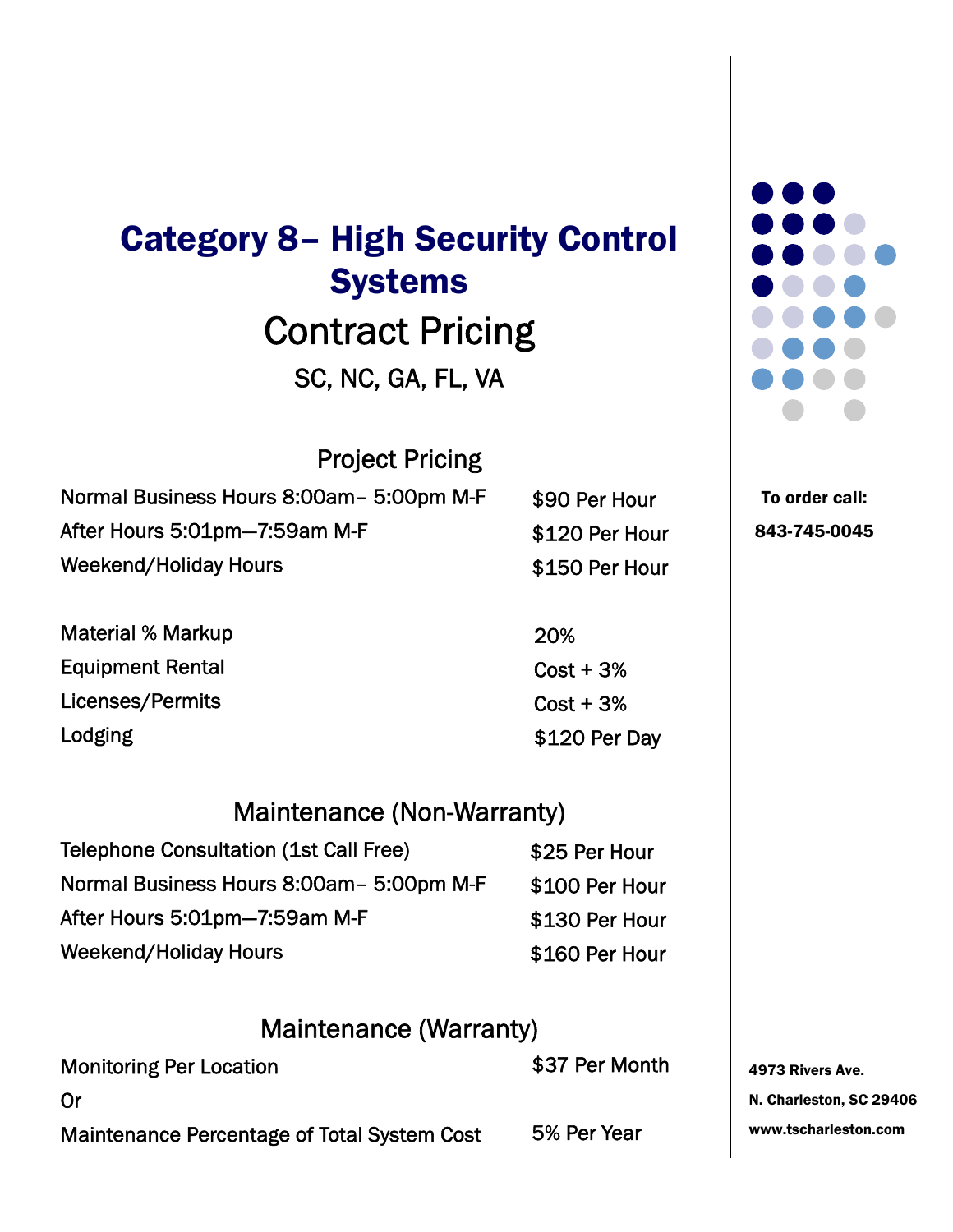# Category 8– High Security Control Systems

## Contract Pricing

SC, NC, GA, FL, VA

### Project Pricing

| | |
|---|---|
| Normal Business Hours 8:00am– 5:00pm M-F | $90 Per Hour |
| After Hours 5:01pm—7:59am M-F | $120 Per Hour |
| Weekend/Holiday Hours | $150 Per Hour |
| Material % Markup | 20% |
| Equipment Rental | Cost + 3% |
| Licenses/Permits | Cost + 3% |
| Lodging | $120 Per Day |

### Maintenance (Non-Warranty)

| | |
|---|---|
| Telephone Consultation (1st Call Free) | $25 Per Hour |
| Normal Business Hours 8:00am– 5:00pm M-F | $100 Per Hour |
| After Hours 5:01pm—7:59am M-F | $130 Per Hour |
| Weekend/Holiday Hours | $160 Per Hour |

### Maintenance (Warranty)

| | |
|---|---|
| Monitoring Per Location | $37 Per Month |
| Or | |
| Maintenance Percentage of Total System Cost | 5% Per Year |

**To order call:**

**843-745-0045**

**4973 Rivers Ave.**

**N. Charleston, SC 29406**

**www.tscharleston.com**